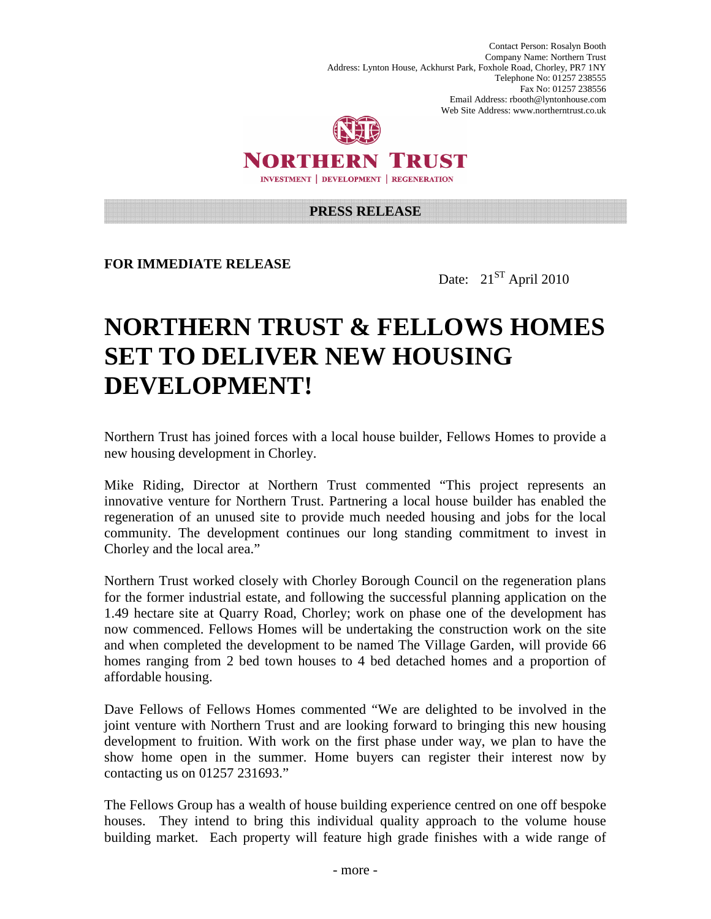Contact Person: Rosalyn Booth
Company Name: Northern Trust
Address: Lynton House, Ackhurst Park, Foxhole Road, Chorley, PR7 1NY
Telephone No: 01257 238555
Fax No: 01257 238556
Email Address: rbooth@lyntonhouse.com
Web Site Address: www.northerntrust.co.uk

**NORTHERN TRUST**

INVESTMENT | DEVELOPMENT | REGENERATION

**PRESS RELEASE**

**FOR IMMEDIATE RELEASE**

Date: 21ST April 2010

# NORTHERN TRUST & FELLOWS HOMES SET TO DELIVER NEW HOUSING DEVELOPMENT!

Northern Trust has joined forces with a local house builder, Fellows Homes to provide a new housing development in Chorley.

Mike Riding, Director at Northern Trust commented "This project represents an innovative venture for Northern Trust. Partnering a local house builder has enabled the regeneration of an unused site to provide much needed housing and jobs for the local community. The development continues our long standing commitment to invest in Chorley and the local area."

Northern Trust worked closely with Chorley Borough Council on the regeneration plans for the former industrial estate, and following the successful planning application on the 1.49 hectare site at Quarry Road, Chorley; work on phase one of the development has now commenced. Fellows Homes will be undertaking the construction work on the site and when completed the development to be named The Village Garden, will provide 66 homes ranging from 2 bed town houses to 4 bed detached homes and a proportion of affordable housing.

Dave Fellows of Fellows Homes commented "We are delighted to be involved in the joint venture with Northern Trust and are looking forward to bringing this new housing development to fruition. With work on the first phase under way, we plan to have the show home open in the summer. Home buyers can register their interest now by contacting us on 01257 231693."

The Fellows Group has a wealth of house building experience centred on one off bespoke houses. They intend to bring this individual quality approach to the volume house building market. Each property will feature high grade finishes with a wide range of

- more -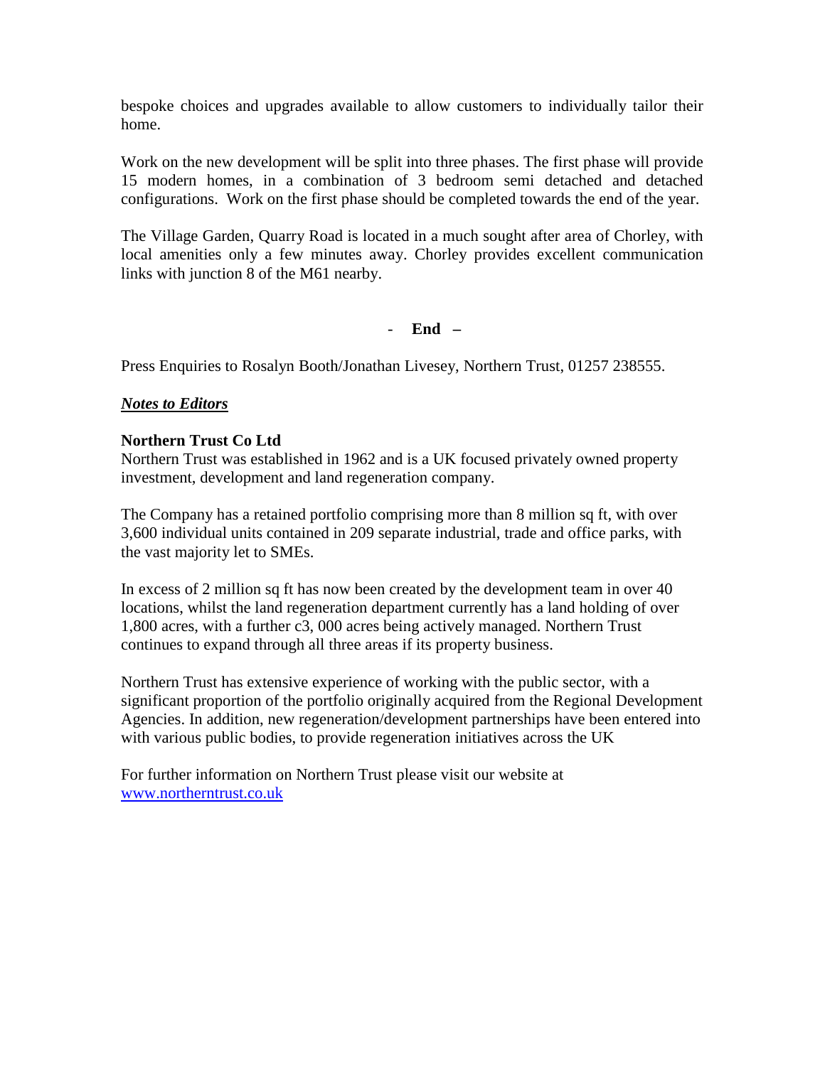bespoke choices and upgrades available to allow customers to individually tailor their home.

Work on the new development will be split into three phases. The first phase will provide 15 modern homes, in a combination of 3 bedroom semi detached and detached configurations. Work on the first phase should be completed towards the end of the year.

The Village Garden, Quarry Road is located in a much sought after area of Chorley, with local amenities only a few minutes away. Chorley provides excellent communication links with junction 8 of the M61 nearby.

- **End –**

Press Enquiries to Rosalyn Booth/Jonathan Livesey, Northern Trust, 01257 238555.

***Notes to Editors***

**Northern Trust Co Ltd**

Northern Trust was established in 1962 and is a UK focused privately owned property investment, development and land regeneration company.

The Company has a retained portfolio comprising more than 8 million sq ft, with over 3,600 individual units contained in 209 separate industrial, trade and office parks, with the vast majority let to SMEs.

In excess of 2 million sq ft has now been created by the development team in over 40 locations, whilst the land regeneration department currently has a land holding of over 1,800 acres, with a further c3, 000 acres being actively managed. Northern Trust continues to expand through all three areas if its property business.

Northern Trust has extensive experience of working with the public sector, with a significant proportion of the portfolio originally acquired from the Regional Development Agencies. In addition, new regeneration/development partnerships have been entered into with various public bodies, to provide regeneration initiatives across the UK

For further information on Northern Trust please visit our website at www.northerntrust.co.uk